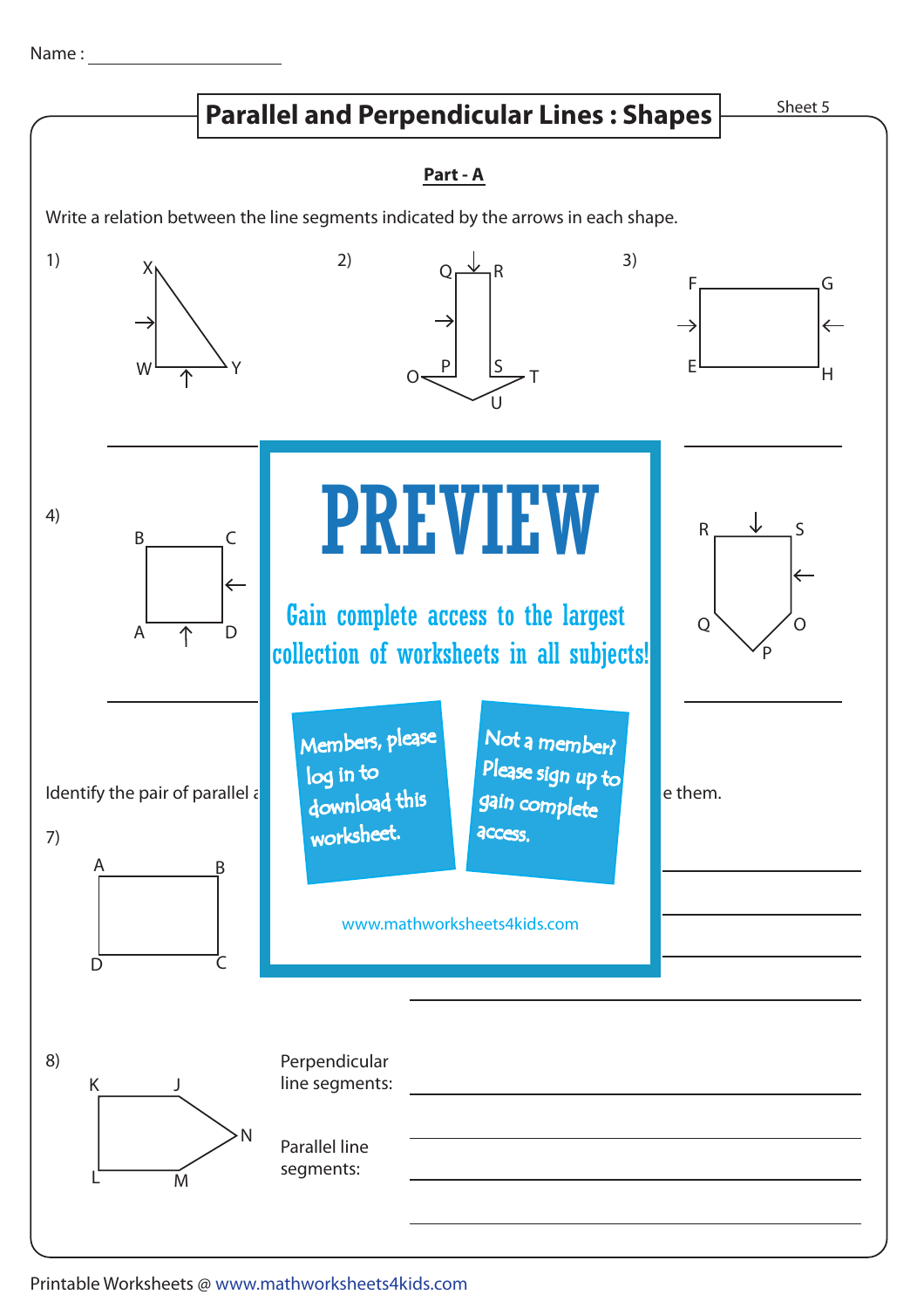Name : ____________________

# Parallel and Perpendicular Lines : Shapes

Sheet 5

## Part - A

Write a relation between the line segments indicated by the arrows in each shape.

1) X, W, Y

2) Q, R, O, P, S, T, U

3) F, G, E, H

4) B, C, A, D

R, S, Q, O, P

PREVIEW

Gain complete access to the largest collection of worksheets in all subjects!

Members, please log in to download this worksheet.

Not a member? Please sign up to gain complete access.

www.mathworksheets4kids.com

Identify the pair of parallel a... e them.

7) A, B, D, C

8) K, J, N, L, M

Perpendicular line segments: ____________________

Parallel line segments: ____________________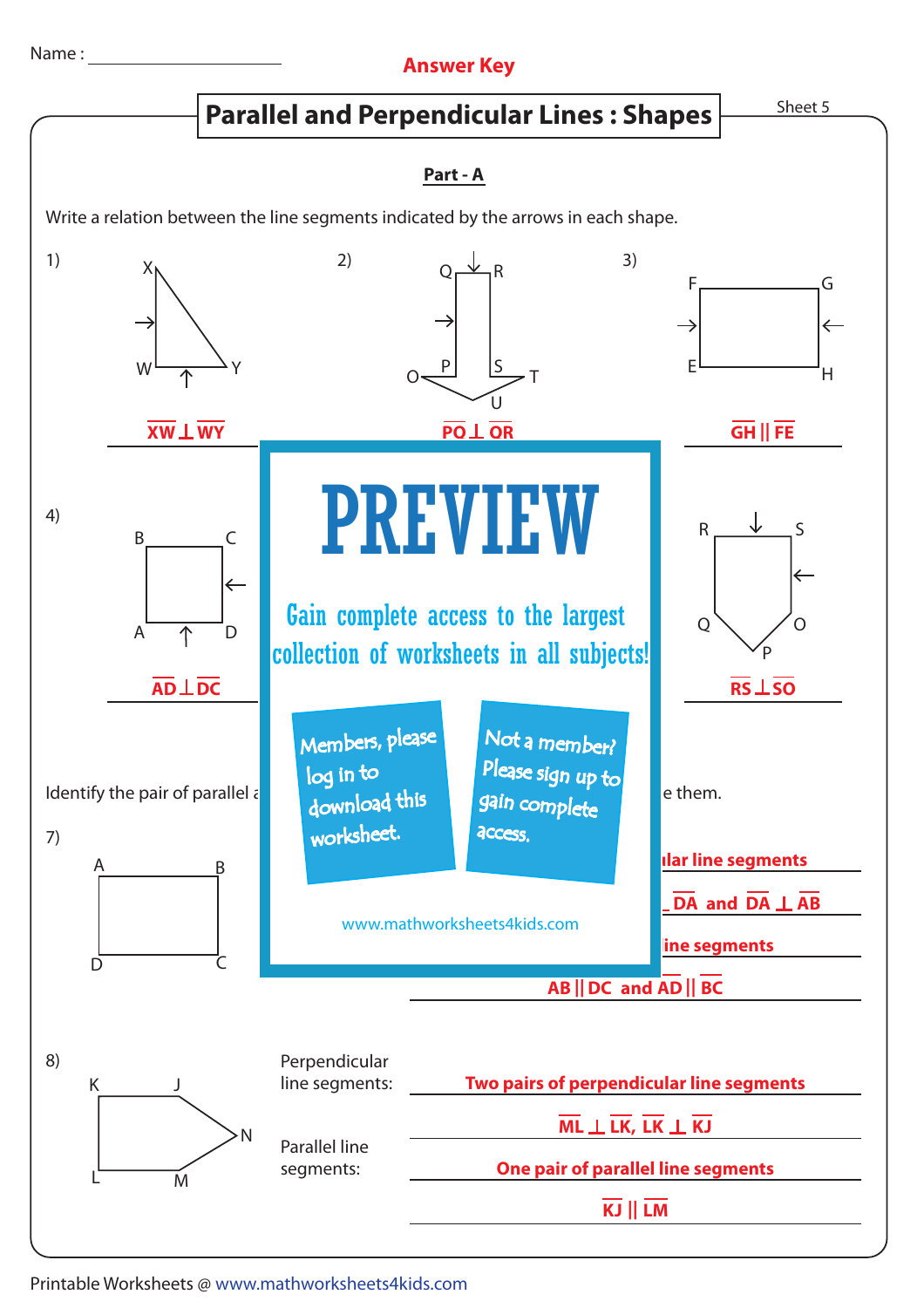Name : ______________________

**Answer Key**

# Parallel and Perpendicular Lines : Shapes

Sheet 5

## Part - A

Write a relation between the line segments indicated by the arrows in each shape.

1) X, W, Y

$\overline{XW} \perp \overline{WY}$

2) Q, R, O, P, S, T, U

$\overline{PO} \perp \overline{OR}$

3) F, G, E, H

$\overline{GH} \parallel \overline{FE}$

4) B, C, A, D

$\overline{AD} \perp \overline{DC}$

R, S, Q, O, P

$\overline{RS} \perp \overline{SO}$

# PREVIEW

Gain complete access to the largest collection of worksheets in all subjects!

Members, please log in to download this worksheet.

Not a member? Please sign up to gain complete access.

www.mathworksheets4kids.com

Identify the pair of parallel a... e them.

7) A, B, D, C

...lar line segments

... $\overline{DA}$ and $\overline{DA} \perp \overline{AB}$

...ine segments

$\overline{AB} \parallel \overline{DC}$ and $\overline{AD} \parallel \overline{BC}$

8) K, J, N, L, M

Perpendicular line segments: **Two pairs of perpendicular line segments**

$\overline{ML} \perp \overline{LK}$, $\overline{LK} \perp \overline{KJ}$

Parallel line segments: **One pair of parallel line segments**

$\overline{KJ} \parallel \overline{LM}$

Printable Worksheets @ www.mathworksheets4kids.com